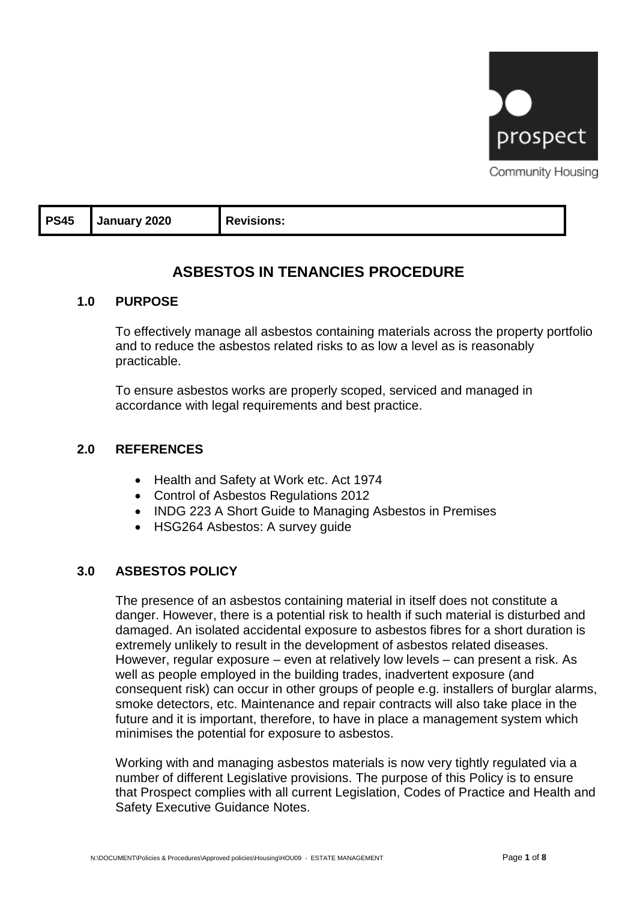| PS45 | January 2020 | Revisions: |
|---|---|---|

# ASBESTOS IN TENANCIES PROCEDURE

## 1.0 PURPOSE

To effectively manage all asbestos containing materials across the property portfolio and to reduce the asbestos related risks to as low a level as is reasonably practicable.

To ensure asbestos works are properly scoped, serviced and managed in accordance with legal requirements and best practice.

## 2.0 REFERENCES

- Health and Safety at Work etc. Act 1974
- Control of Asbestos Regulations 2012
- INDG 223 A Short Guide to Managing Asbestos in Premises
- HSG264 Asbestos: A survey guide

## 3.0 ASBESTOS POLICY

The presence of an asbestos containing material in itself does not constitute a danger. However, there is a potential risk to health if such material is disturbed and damaged. An isolated accidental exposure to asbestos fibres for a short duration is extremely unlikely to result in the development of asbestos related diseases. However, regular exposure – even at relatively low levels – can present a risk. As well as people employed in the building trades, inadvertent exposure (and consequent risk) can occur in other groups of people e.g. installers of burglar alarms, smoke detectors, etc. Maintenance and repair contracts will also take place in the future and it is important, therefore, to have in place a management system which minimises the potential for exposure to asbestos.

Working with and managing asbestos materials is now very tightly regulated via a number of different Legislative provisions. The purpose of this Policy is to ensure that Prospect complies with all current Legislation, Codes of Practice and Health and Safety Executive Guidance Notes.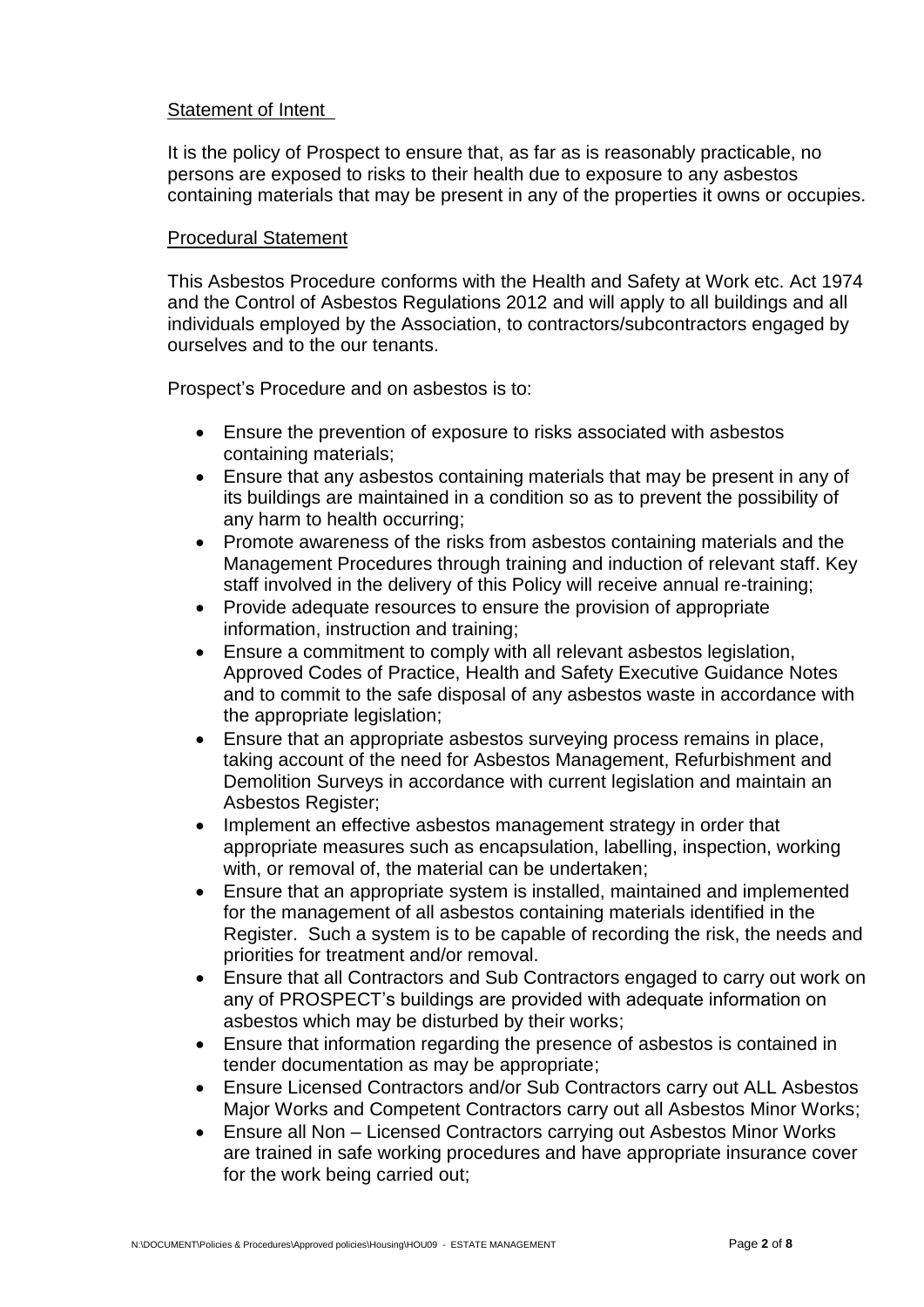## Statement of Intent

It is the policy of Prospect to ensure that, as far as is reasonably practicable, no persons are exposed to risks to their health due to exposure to any asbestos containing materials that may be present in any of the properties it owns or occupies.

## Procedural Statement

This Asbestos Procedure conforms with the Health and Safety at Work etc. Act 1974 and the Control of Asbestos Regulations 2012 and will apply to all buildings and all individuals employed by the Association, to contractors/subcontractors engaged by ourselves and to the our tenants.

Prospect's Procedure and on asbestos is to:

- Ensure the prevention of exposure to risks associated with asbestos containing materials;
- Ensure that any asbestos containing materials that may be present in any of its buildings are maintained in a condition so as to prevent the possibility of any harm to health occurring;
- Promote awareness of the risks from asbestos containing materials and the Management Procedures through training and induction of relevant staff. Key staff involved in the delivery of this Policy will receive annual re-training;
- Provide adequate resources to ensure the provision of appropriate information, instruction and training;
- Ensure a commitment to comply with all relevant asbestos legislation, Approved Codes of Practice, Health and Safety Executive Guidance Notes and to commit to the safe disposal of any asbestos waste in accordance with the appropriate legislation;
- Ensure that an appropriate asbestos surveying process remains in place, taking account of the need for Asbestos Management, Refurbishment and Demolition Surveys in accordance with current legislation and maintain an Asbestos Register;
- Implement an effective asbestos management strategy in order that appropriate measures such as encapsulation, labelling, inspection, working with, or removal of, the material can be undertaken;
- Ensure that an appropriate system is installed, maintained and implemented for the management of all asbestos containing materials identified in the Register. Such a system is to be capable of recording the risk, the needs and priorities for treatment and/or removal.
- Ensure that all Contractors and Sub Contractors engaged to carry out work on any of PROSPECT's buildings are provided with adequate information on asbestos which may be disturbed by their works;
- Ensure that information regarding the presence of asbestos is contained in tender documentation as may be appropriate;
- Ensure Licensed Contractors and/or Sub Contractors carry out ALL Asbestos Major Works and Competent Contractors carry out all Asbestos Minor Works;
- Ensure all Non – Licensed Contractors carrying out Asbestos Minor Works are trained in safe working procedures and have appropriate insurance cover for the work being carried out;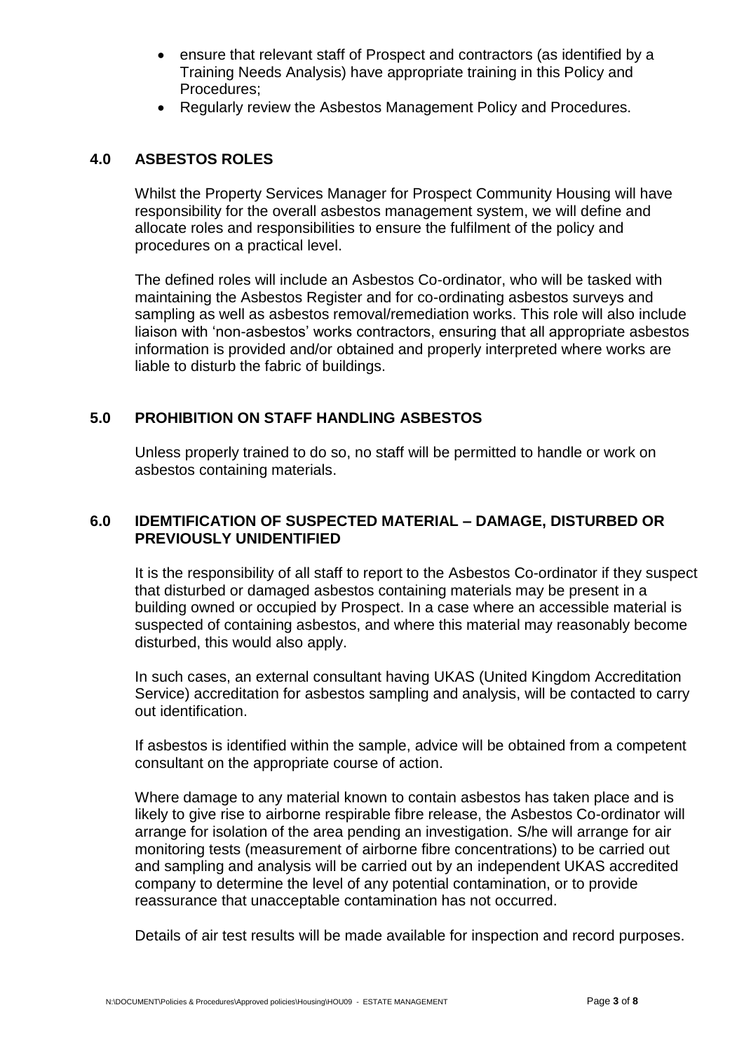- ensure that relevant staff of Prospect and contractors (as identified by a Training Needs Analysis) have appropriate training in this Policy and Procedures;
- Regularly review the Asbestos Management Policy and Procedures.

## 4.0 ASBESTOS ROLES

Whilst the Property Services Manager for Prospect Community Housing will have responsibility for the overall asbestos management system, we will define and allocate roles and responsibilities to ensure the fulfilment of the policy and procedures on a practical level.

The defined roles will include an Asbestos Co-ordinator, who will be tasked with maintaining the Asbestos Register and for co-ordinating asbestos surveys and sampling as well as asbestos removal/remediation works. This role will also include liaison with 'non-asbestos' works contractors, ensuring that all appropriate asbestos information is provided and/or obtained and properly interpreted where works are liable to disturb the fabric of buildings.

## 5.0 PROHIBITION ON STAFF HANDLING ASBESTOS

Unless properly trained to do so, no staff will be permitted to handle or work on asbestos containing materials.

## 6.0 IDEMTIFICATION OF SUSPECTED MATERIAL – DAMAGE, DISTURBED OR PREVIOUSLY UNIDENTIFIED

It is the responsibility of all staff to report to the Asbestos Co-ordinator if they suspect that disturbed or damaged asbestos containing materials may be present in a building owned or occupied by Prospect. In a case where an accessible material is suspected of containing asbestos, and where this material may reasonably become disturbed, this would also apply.

In such cases, an external consultant having UKAS (United Kingdom Accreditation Service) accreditation for asbestos sampling and analysis, will be contacted to carry out identification.

If asbestos is identified within the sample, advice will be obtained from a competent consultant on the appropriate course of action.

Where damage to any material known to contain asbestos has taken place and is likely to give rise to airborne respirable fibre release, the Asbestos Co-ordinator will arrange for isolation of the area pending an investigation. S/he will arrange for air monitoring tests (measurement of airborne fibre concentrations) to be carried out and sampling and analysis will be carried out by an independent UKAS accredited company to determine the level of any potential contamination, or to provide reassurance that unacceptable contamination has not occurred.

Details of air test results will be made available for inspection and record purposes.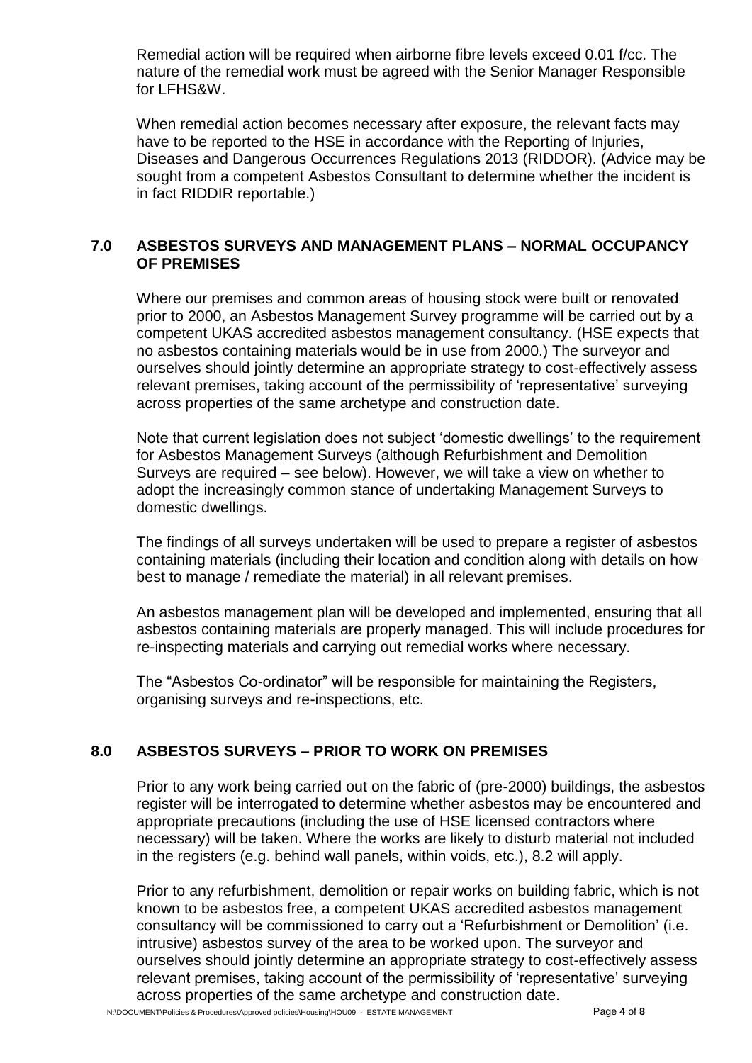Remedial action will be required when airborne fibre levels exceed 0.01 f/cc. The nature of the remedial work must be agreed with the Senior Manager Responsible for LFHS&W.

When remedial action becomes necessary after exposure, the relevant facts may have to be reported to the HSE in accordance with the Reporting of Injuries, Diseases and Dangerous Occurrences Regulations 2013 (RIDDOR). (Advice may be sought from a competent Asbestos Consultant to determine whether the incident is in fact RIDDIR reportable.)

## 7.0 ASBESTOS SURVEYS AND MANAGEMENT PLANS – NORMAL OCCUPANCY OF PREMISES

Where our premises and common areas of housing stock were built or renovated prior to 2000, an Asbestos Management Survey programme will be carried out by a competent UKAS accredited asbestos management consultancy. (HSE expects that no asbestos containing materials would be in use from 2000.) The surveyor and ourselves should jointly determine an appropriate strategy to cost-effectively assess relevant premises, taking account of the permissibility of 'representative' surveying across properties of the same archetype and construction date.

Note that current legislation does not subject 'domestic dwellings' to the requirement for Asbestos Management Surveys (although Refurbishment and Demolition Surveys are required – see below). However, we will take a view on whether to adopt the increasingly common stance of undertaking Management Surveys to domestic dwellings.

The findings of all surveys undertaken will be used to prepare a register of asbestos containing materials (including their location and condition along with details on how best to manage / remediate the material) in all relevant premises.

An asbestos management plan will be developed and implemented, ensuring that all asbestos containing materials are properly managed. This will include procedures for re-inspecting materials and carrying out remedial works where necessary.

The "Asbestos Co-ordinator" will be responsible for maintaining the Registers, organising surveys and re-inspections, etc.

## 8.0 ASBESTOS SURVEYS – PRIOR TO WORK ON PREMISES

Prior to any work being carried out on the fabric of (pre-2000) buildings, the asbestos register will be interrogated to determine whether asbestos may be encountered and appropriate precautions (including the use of HSE licensed contractors where necessary) will be taken. Where the works are likely to disturb material not included in the registers (e.g. behind wall panels, within voids, etc.), 8.2 will apply.

Prior to any refurbishment, demolition or repair works on building fabric, which is not known to be asbestos free, a competent UKAS accredited asbestos management consultancy will be commissioned to carry out a 'Refurbishment or Demolition' (i.e. intrusive) asbestos survey of the area to be worked upon. The surveyor and ourselves should jointly determine an appropriate strategy to cost-effectively assess relevant premises, taking account of the permissibility of 'representative' surveying across properties of the same archetype and construction date.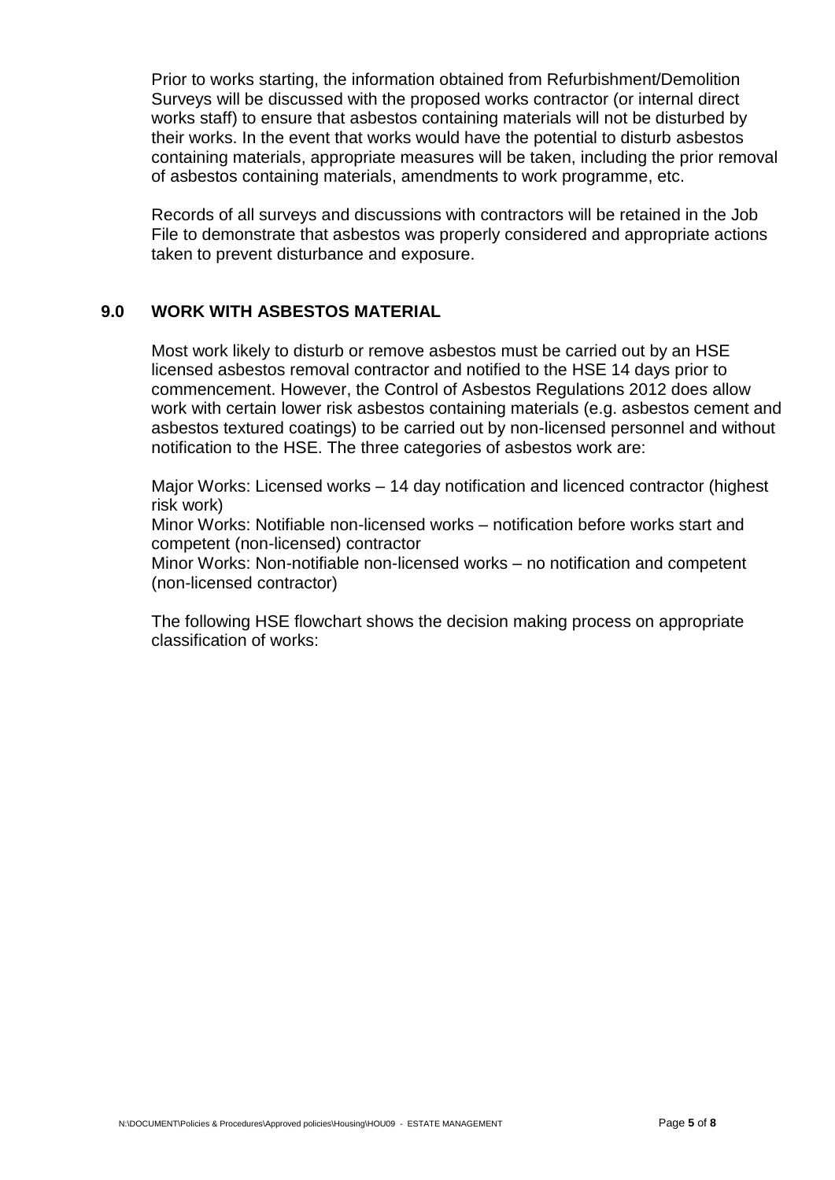Prior to works starting, the information obtained from Refurbishment/Demolition Surveys will be discussed with the proposed works contractor (or internal direct works staff) to ensure that asbestos containing materials will not be disturbed by their works. In the event that works would have the potential to disturb asbestos containing materials, appropriate measures will be taken, including the prior removal of asbestos containing materials, amendments to work programme, etc.

Records of all surveys and discussions with contractors will be retained in the Job File to demonstrate that asbestos was properly considered and appropriate actions taken to prevent disturbance and exposure.

## 9.0 WORK WITH ASBESTOS MATERIAL

Most work likely to disturb or remove asbestos must be carried out by an HSE licensed asbestos removal contractor and notified to the HSE 14 days prior to commencement. However, the Control of Asbestos Regulations 2012 does allow work with certain lower risk asbestos containing materials (e.g. asbestos cement and asbestos textured coatings) to be carried out by non-licensed personnel and without notification to the HSE. The three categories of asbestos work are:

Major Works: Licensed works – 14 day notification and licenced contractor (highest risk work)
Minor Works: Notifiable non-licensed works – notification before works start and competent (non-licensed) contractor
Minor Works: Non-notifiable non-licensed works – no notification and competent (non-licensed contractor)

The following HSE flowchart shows the decision making process on appropriate classification of works: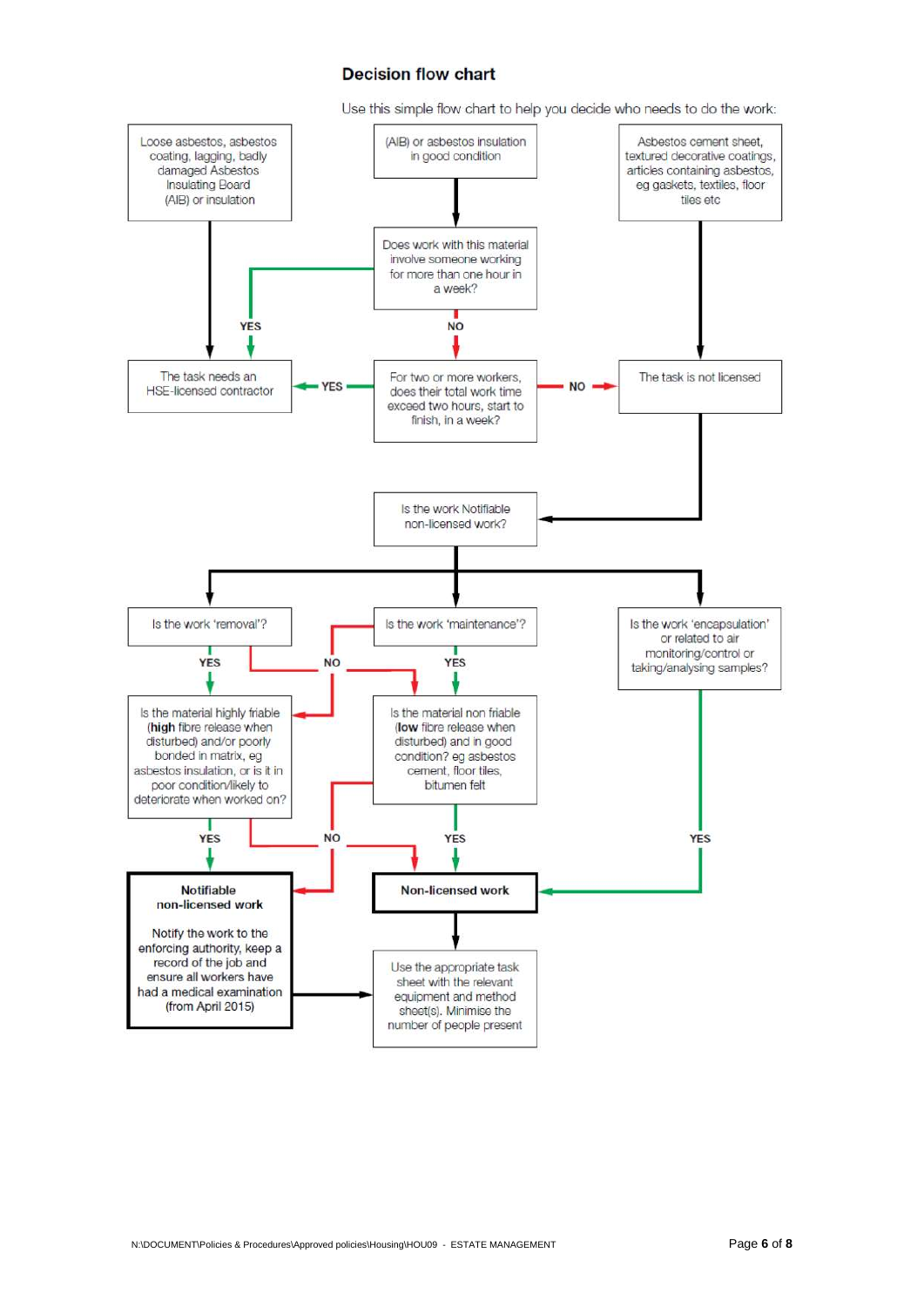## Decision flow chart

Use this simple flow chart to help you decide who needs to do the work:

Loose asbestos, asbestos coating, lagging, badly damaged Asbestos Insulating Board (AIB) or insulation

(AIB) or asbestos insulation in good condition

Asbestos cement sheet, textured decorative coatings, articles containing asbestos, eg gaskets, textiles, floor tiles etc

Does work with this material involve someone working for more than one hour in a week?

YES

NO

The task needs an HSE-licensed contractor

YES

For two or more workers, does their total work time exceed two hours, start to finish, in a week?

NO

The task is not licensed

Is the work Notifiable non-licensed work?

Is the work 'removal'?

Is the work 'maintenance'?

Is the work 'encapsulation' or related to air monitoring/control or taking/analysing samples?

YES

NO

YES

Is the material highly friable (**high** fibre release when disturbed) and/or poorly bonded in matrix, eg asbestos insulation, or is it in poor condition/likely to deteriorate when worked on?

Is the material non friable (**low** fibre release when disturbed) and in good condition? eg asbestos cement, floor tiles, bitumen felt

YES

NO

YES

YES

**Notifiable non-licensed work**

Notify the work to the enforcing authority, keep a record of the job and ensure all workers have had a medical examination (from April 2015)

**Non-licensed work**

Use the appropriate task sheet with the relevant equipment and method sheet(s). Minimise the number of people present

N:\DOCUMENT\Policies & Procedures\Approved policies\Housing\HOU09 - ESTATE MANAGEMENT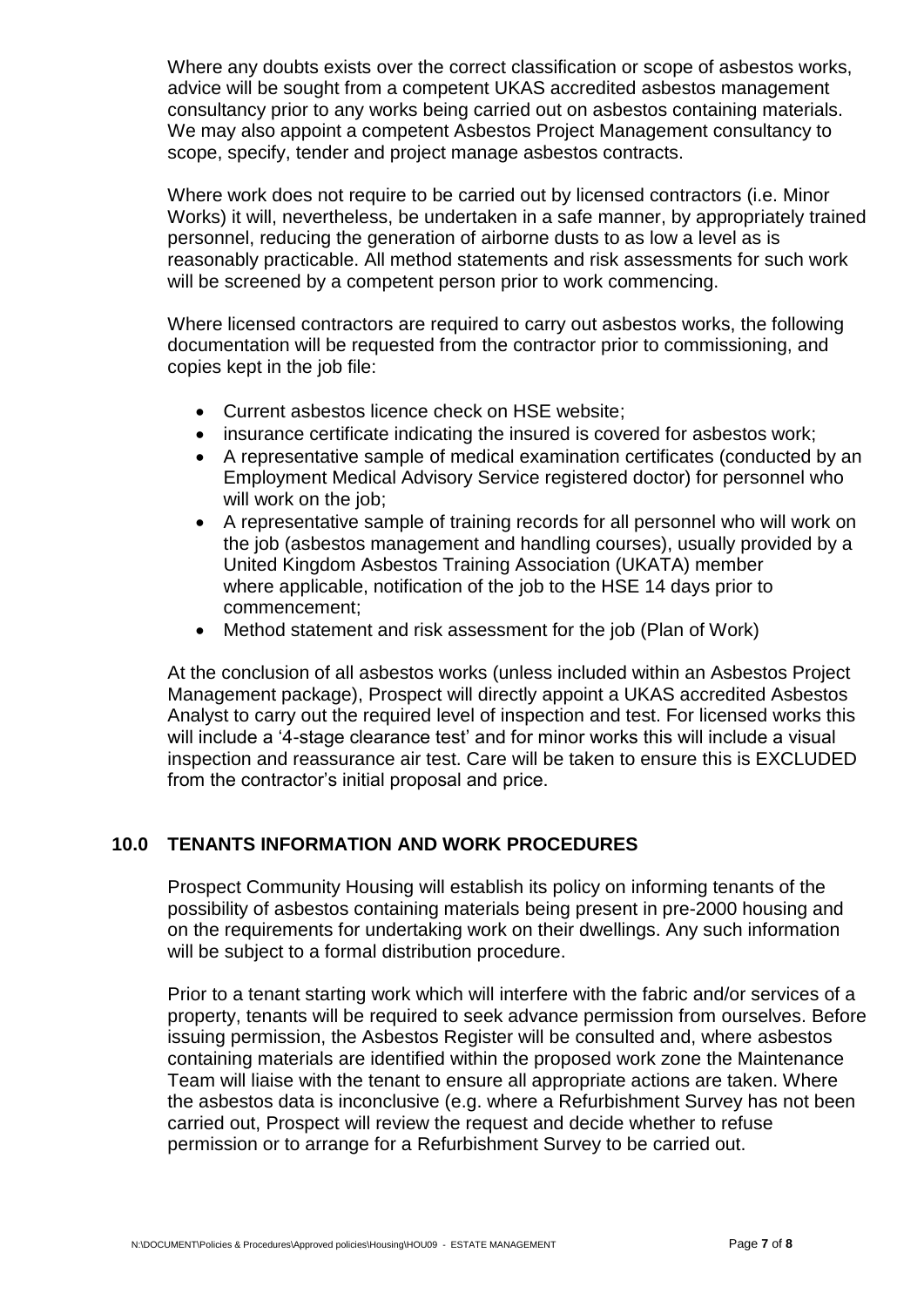Where any doubts exists over the correct classification or scope of asbestos works, advice will be sought from a competent UKAS accredited asbestos management consultancy prior to any works being carried out on asbestos containing materials. We may also appoint a competent Asbestos Project Management consultancy to scope, specify, tender and project manage asbestos contracts.

Where work does not require to be carried out by licensed contractors (i.e. Minor Works) it will, nevertheless, be undertaken in a safe manner, by appropriately trained personnel, reducing the generation of airborne dusts to as low a level as is reasonably practicable. All method statements and risk assessments for such work will be screened by a competent person prior to work commencing.

Where licensed contractors are required to carry out asbestos works, the following documentation will be requested from the contractor prior to commissioning, and copies kept in the job file:

- Current asbestos licence check on HSE website;
- insurance certificate indicating the insured is covered for asbestos work;
- A representative sample of medical examination certificates (conducted by an Employment Medical Advisory Service registered doctor) for personnel who will work on the job;
- A representative sample of training records for all personnel who will work on the job (asbestos management and handling courses), usually provided by a United Kingdom Asbestos Training Association (UKATA) member where applicable, notification of the job to the HSE 14 days prior to commencement;
- Method statement and risk assessment for the job (Plan of Work)

At the conclusion of all asbestos works (unless included within an Asbestos Project Management package), Prospect will directly appoint a UKAS accredited Asbestos Analyst to carry out the required level of inspection and test. For licensed works this will include a '4-stage clearance test' and for minor works this will include a visual inspection and reassurance air test. Care will be taken to ensure this is EXCLUDED from the contractor's initial proposal and price.

## 10.0 TENANTS INFORMATION AND WORK PROCEDURES

Prospect Community Housing will establish its policy on informing tenants of the possibility of asbestos containing materials being present in pre-2000 housing and on the requirements for undertaking work on their dwellings. Any such information will be subject to a formal distribution procedure.

Prior to a tenant starting work which will interfere with the fabric and/or services of a property, tenants will be required to seek advance permission from ourselves. Before issuing permission, the Asbestos Register will be consulted and, where asbestos containing materials are identified within the proposed work zone the Maintenance Team will liaise with the tenant to ensure all appropriate actions are taken. Where the asbestos data is inconclusive (e.g. where a Refurbishment Survey has not been carried out, Prospect will review the request and decide whether to refuse permission or to arrange for a Refurbishment Survey to be carried out.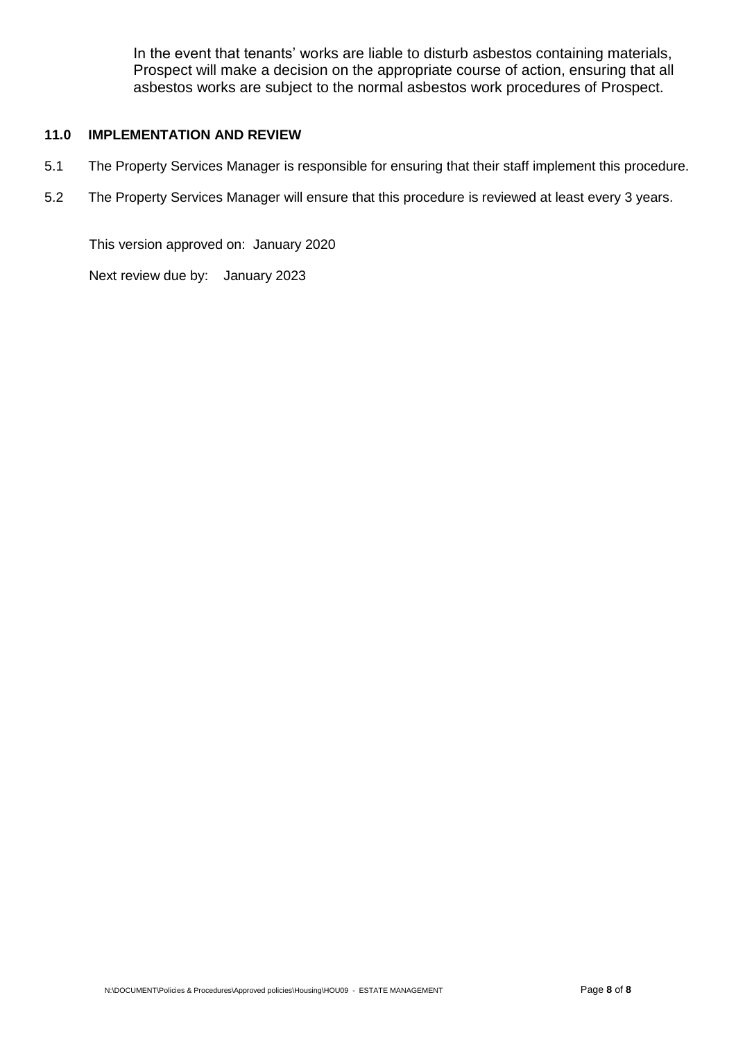In the event that tenants' works are liable to disturb asbestos containing materials, Prospect will make a decision on the appropriate course of action, ensuring that all asbestos works are subject to the normal asbestos work procedures of Prospect.

## 11.0 IMPLEMENTATION AND REVIEW

5.1 The Property Services Manager is responsible for ensuring that their staff implement this procedure.

5.2 The Property Services Manager will ensure that this procedure is reviewed at least every 3 years.

This version approved on: January 2020

Next review due by: January 2023